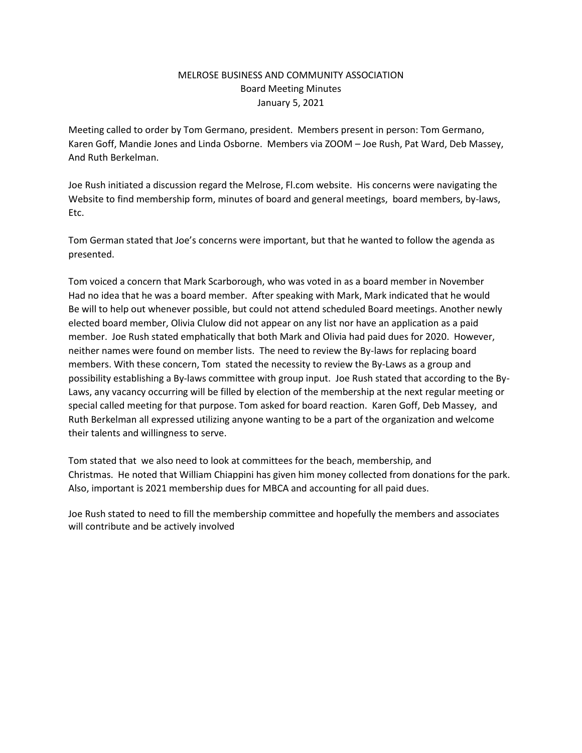MELROSE BUSINESS AND COMMUNITY ASSOCIATION
Board Meeting Minutes
January 5, 2021

Meeting called to order by Tom Germano, president. Members present in person: Tom Germano, Karen Goff, Mandie Jones and Linda Osborne. Members via ZOOM – Joe Rush, Pat Ward, Deb Massey, And Ruth Berkelman.

Joe Rush initiated a discussion regard the Melrose, Fl.com website. His concerns were navigating the Website to find membership form, minutes of board and general meetings, board members, by-laws, Etc.

Tom German stated that Joe's concerns were important, but that he wanted to follow the agenda as presented.

Tom voiced a concern that Mark Scarborough, who was voted in as a board member in November Had no idea that he was a board member. After speaking with Mark, Mark indicated that he would Be will to help out whenever possible, but could not attend scheduled Board meetings. Another newly elected board member, Olivia Clulow did not appear on any list nor have an application as a paid member. Joe Rush stated emphatically that both Mark and Olivia had paid dues for 2020. However, neither names were found on member lists. The need to review the By-laws for replacing board members. With these concern, Tom stated the necessity to review the By-Laws as a group and possibility establishing a By-laws committee with group input. Joe Rush stated that according to the By-Laws, any vacancy occurring will be filled by election of the membership at the next regular meeting or special called meeting for that purpose. Tom asked for board reaction. Karen Goff, Deb Massey, and Ruth Berkelman all expressed utilizing anyone wanting to be a part of the organization and welcome their talents and willingness to serve.

Tom stated that we also need to look at committees for the beach, membership, and Christmas. He noted that William Chiappini has given him money collected from donations for the park. Also, important is 2021 membership dues for MBCA and accounting for all paid dues.

Joe Rush stated to need to fill the membership committee and hopefully the members and associates will contribute and be actively involved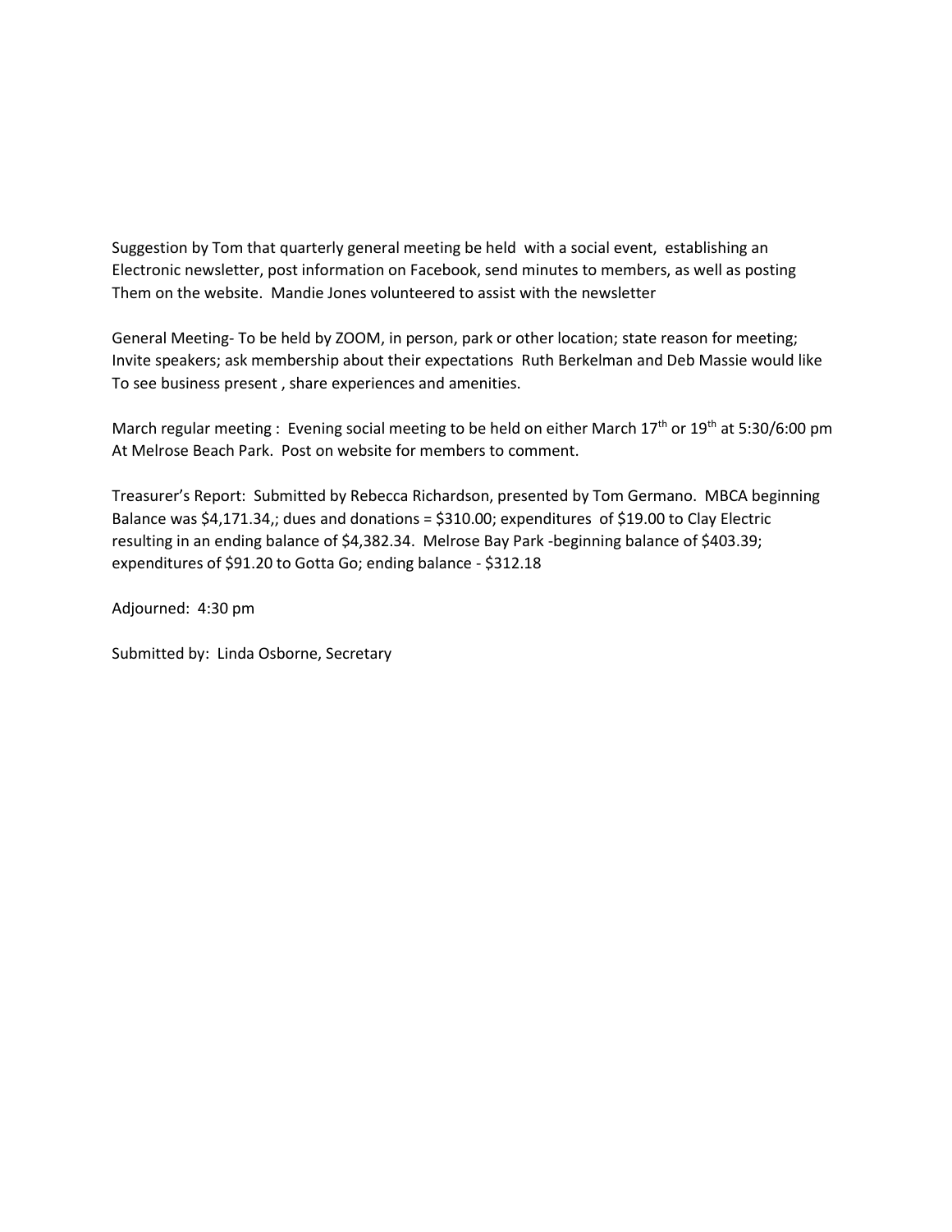Suggestion by Tom that quarterly general meeting be held with a social event, establishing an Electronic newsletter, post information on Facebook, send minutes to members, as well as posting Them on the website. Mandie Jones volunteered to assist with the newsletter

General Meeting- To be held by ZOOM, in person, park or other location; state reason for meeting; Invite speakers; ask membership about their expectations Ruth Berkelman and Deb Massie would like To see business present , share experiences and amenities.

March regular meeting : Evening social meeting to be held on either March 17th or 19th at 5:30/6:00 pm At Melrose Beach Park. Post on website for members to comment.

Treasurer's Report: Submitted by Rebecca Richardson, presented by Tom Germano. MBCA beginning Balance was $4,171.34,; dues and donations = $310.00; expenditures of $19.00 to Clay Electric resulting in an ending balance of $4,382.34. Melrose Bay Park -beginning balance of $403.39; expenditures of $91.20 to Gotta Go; ending balance - $312.18

Adjourned: 4:30 pm

Submitted by: Linda Osborne, Secretary